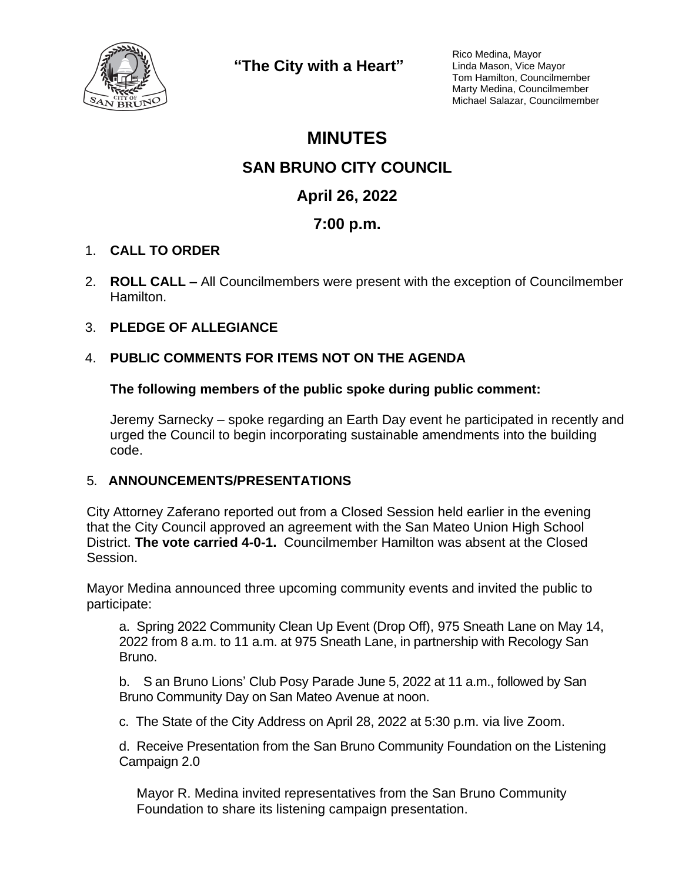"The City with a Heart"

Rico Medina, Mayor
Linda Mason, Vice Mayor
Tom Hamilton, Councilmember
Marty Medina, Councilmember
Michael Salazar, Councilmember

# MINUTES

## SAN BRUNO CITY COUNCIL

## April 26, 2022

## 7:00 p.m.

1. **CALL TO ORDER**

2. **ROLL CALL –** All Councilmembers were present with the exception of Councilmember Hamilton.

3. **PLEDGE OF ALLEGIANCE**

4. **PUBLIC COMMENTS FOR ITEMS NOT ON THE AGENDA**

   **The following members of the public spoke during public comment:**

   Jeremy Sarnecky – spoke regarding an Earth Day event he participated in recently and urged the Council to begin incorporating sustainable amendments into the building code.

5. **ANNOUNCEMENTS/PRESENTATIONS**

City Attorney Zaferano reported out from a Closed Session held earlier in the evening that the City Council approved an agreement with the San Mateo Union High School District. **The vote carried 4-0-1.** Councilmember Hamilton was absent at the Closed Session.

Mayor Medina announced three upcoming community events and invited the public to participate:

a. Spring 2022 Community Clean Up Event (Drop Off), 975 Sneath Lane on May 14, 2022 from 8 a.m. to 11 a.m. at 975 Sneath Lane, in partnership with Recology San Bruno.

b. S an Bruno Lions' Club Posy Parade June 5, 2022 at 11 a.m., followed by San Bruno Community Day on San Mateo Avenue at noon.

c. The State of the City Address on April 28, 2022 at 5:30 p.m. via live Zoom.

d. Receive Presentation from the San Bruno Community Foundation on the Listening Campaign 2.0

Mayor R. Medina invited representatives from the San Bruno Community Foundation to share its listening campaign presentation.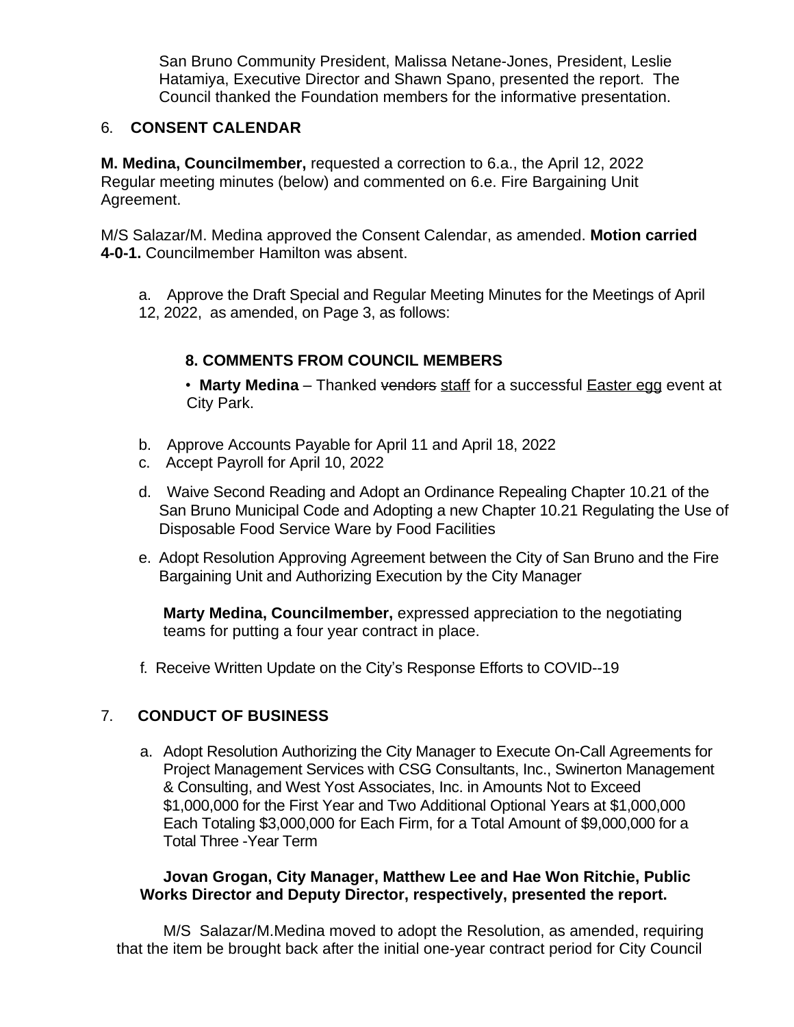San Bruno Community President, Malissa Netane-Jones, President, Leslie Hatamiya, Executive Director and Shawn Spano, presented the report. The Council thanked the Foundation members for the informative presentation.

## 6. CONSENT CALENDAR

**M. Medina, Councilmember,** requested a correction to 6.a., the April 12, 2022 Regular meeting minutes (below) and commented on 6.e. Fire Bargaining Unit Agreement.

M/S Salazar/M. Medina approved the Consent Calendar, as amended. **Motion carried 4-0-1.** Councilmember Hamilton was absent.

a. Approve the Draft Special and Regular Meeting Minutes for the Meetings of April 12, 2022, as amended, on Page 3, as follows:

**8. COMMENTS FROM COUNCIL MEMBERS**

- **Marty Medina** – Thanked ~~vendors~~ <u>staff</u> for a successful <u>Easter egg</u> event at City Park.

b. Approve Accounts Payable for April 11 and April 18, 2022

c. Accept Payroll for April 10, 2022

d. Waive Second Reading and Adopt an Ordinance Repealing Chapter 10.21 of the San Bruno Municipal Code and Adopting a new Chapter 10.21 Regulating the Use of Disposable Food Service Ware by Food Facilities

e. Adopt Resolution Approving Agreement between the City of San Bruno and the Fire Bargaining Unit and Authorizing Execution by the City Manager

**Marty Medina, Councilmember,** expressed appreciation to the negotiating teams for putting a four year contract in place.

f. Receive Written Update on the City's Response Efforts to COVID--19

## 7. CONDUCT OF BUSINESS

a. Adopt Resolution Authorizing the City Manager to Execute On-Call Agreements for Project Management Services with CSG Consultants, Inc., Swinerton Management & Consulting, and West Yost Associates, Inc. in Amounts Not to Exceed $1,000,000 for the First Year and Two Additional Optional Years at $1,000,000 Each Totaling $3,000,000 for Each Firm, for a Total Amount of $9,000,000 for a Total Three -Year Term

**Jovan Grogan, City Manager, Matthew Lee and Hae Won Ritchie, Public Works Director and Deputy Director, respectively, presented the report.**

M/S Salazar/M.Medina moved to adopt the Resolution, as amended, requiring that the item be brought back after the initial one-year contract period for City Council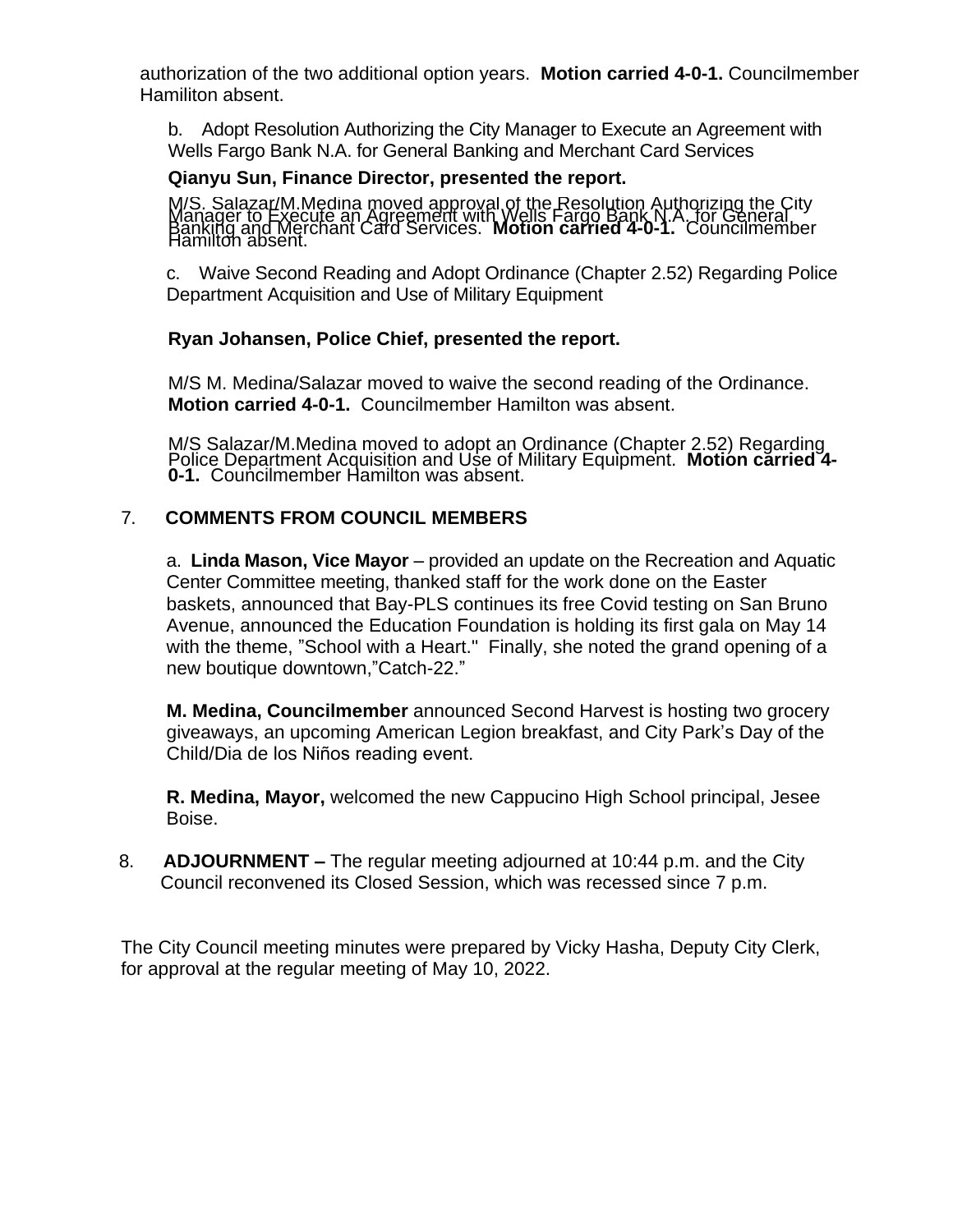authorization of the two additional option years. **Motion carried 4-0-1.** Councilmember Hamiliton absent.

b. Adopt Resolution Authorizing the City Manager to Execute an Agreement with Wells Fargo Bank N.A. for General Banking and Merchant Card Services

**Qianyu Sun, Finance Director, presented the report.**

M/S. Salazar/M.Medina moved approval of the Resolution Authorizing the City Manager to Execute an Agreement with Wells Fargo Bank N.A. for General Banking and Merchant Card Services. **Motion carried 4-0-1.** Councilmember Hamilton absent.

c. Waive Second Reading and Adopt Ordinance (Chapter 2.52) Regarding Police Department Acquisition and Use of Military Equipment

**Ryan Johansen, Police Chief, presented the report.**

M/S M. Medina/Salazar moved to waive the second reading of the Ordinance. **Motion carried 4-0-1.** Councilmember Hamilton was absent.

M/S Salazar/M.Medina moved to adopt an Ordinance (Chapter 2.52) Regarding Police Department Acquisition and Use of Military Equipment. **Motion carried 4-0-1.** Councilmember Hamilton was absent.

7. **COMMENTS FROM COUNCIL MEMBERS**

a. **Linda Mason, Vice Mayor** – provided an update on the Recreation and Aquatic Center Committee meeting, thanked staff for the work done on the Easter baskets, announced that Bay-PLS continues its free Covid testing on San Bruno Avenue, announced the Education Foundation is holding its first gala on May 14 with the theme, "School with a Heart." Finally, she noted the grand opening of a new boutique downtown,"Catch-22."

**M. Medina, Councilmember** announced Second Harvest is hosting two grocery giveaways, an upcoming American Legion breakfast, and City Park's Day of the Child/Dia de los Niños reading event.

**R. Medina, Mayor,** welcomed the new Cappucino High School principal, Jesee Boise.

8. **ADJOURNMENT –** The regular meeting adjourned at 10:44 p.m. and the City Council reconvened its Closed Session, which was recessed since 7 p.m.

The City Council meeting minutes were prepared by Vicky Hasha, Deputy City Clerk, for approval at the regular meeting of May 10, 2022.